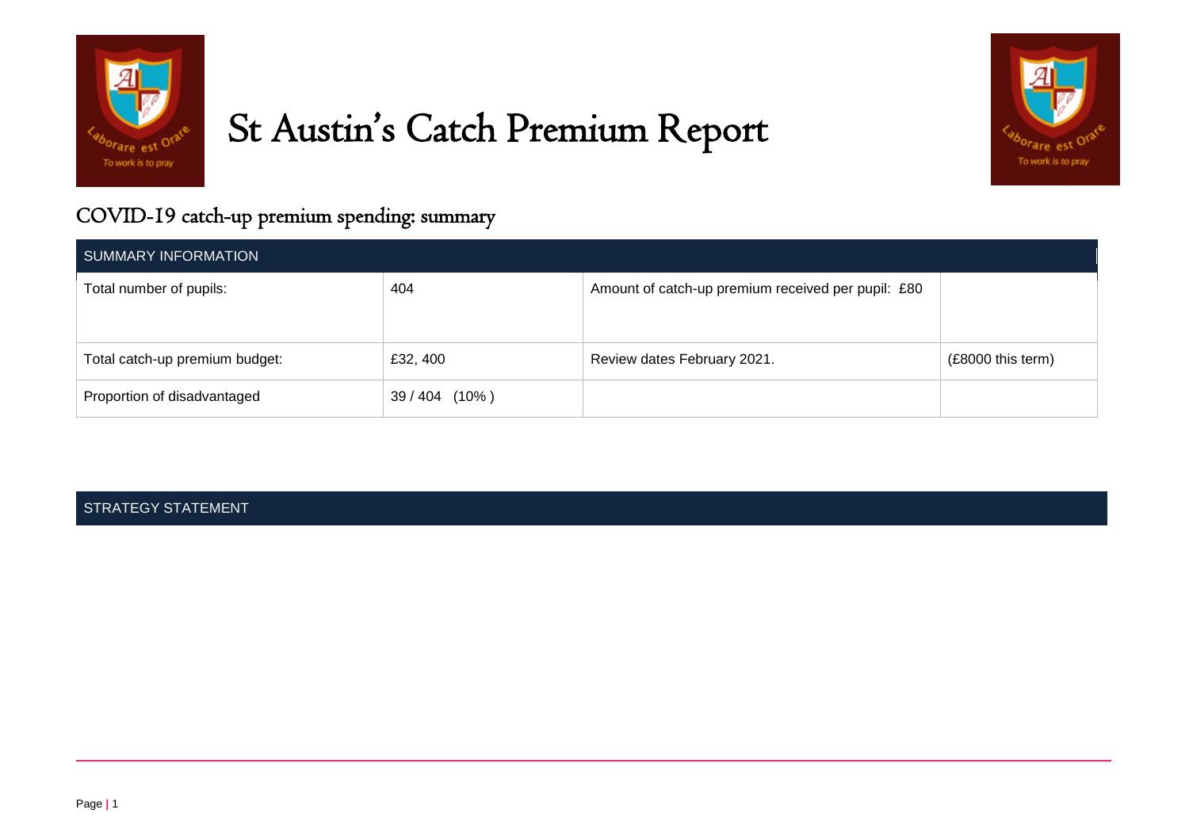# St Austin's Catch Premium Report

## COVID-19 catch-up premium spending: summary

| SUMMARY INFORMATION | | | |
|---|---|---|---|
| Total number of pupils: | 404 | Amount of catch-up premium received per pupil: £80 | |
| Total catch-up premium budget: | £32, 400 | Review dates February 2021. | (£8000 this term) |
| Proportion of disadvantaged | 39 / 404 (10% ) | | |

STRATEGY STATEMENT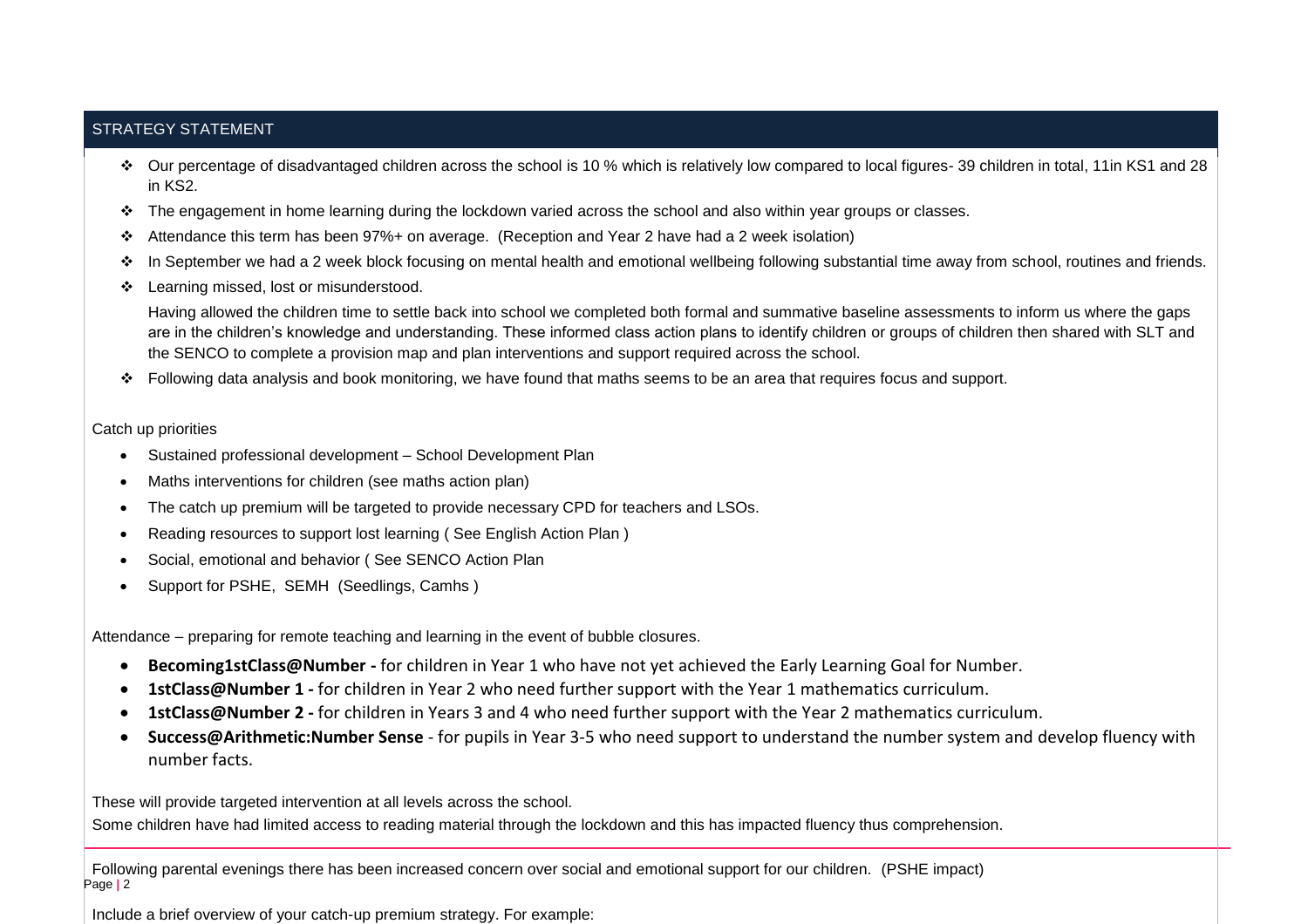## STRATEGY STATEMENT

- Our percentage of disadvantaged children across the school is 10 % which is relatively low compared to local figures- 39 children in total, 11in KS1 and 28 in KS2.
- The engagement in home learning during the lockdown varied across the school and also within year groups or classes.
- Attendance this term has been 97%+ on average. (Reception and Year 2 have had a 2 week isolation)
- In September we had a 2 week block focusing on mental health and emotional wellbeing following substantial time away from school, routines and friends.
- Learning missed, lost or misunderstood.

  Having allowed the children time to settle back into school we completed both formal and summative baseline assessments to inform us where the gaps are in the children's knowledge and understanding. These informed class action plans to identify children or groups of children then shared with SLT and the SENCO to complete a provision map and plan interventions and support required across the school.
- Following data analysis and book monitoring, we have found that maths seems to be an area that requires focus and support.

Catch up priorities

- Sustained professional development – School Development Plan
- Maths interventions for children (see maths action plan)
- The catch up premium will be targeted to provide necessary CPD for teachers and LSOs.
- Reading resources to support lost learning ( See English Action Plan )
- Social, emotional and behavior ( See SENCO Action Plan
- Support for PSHE, SEMH (Seedlings, Camhs )

Attendance – preparing for remote teaching and learning in the event of bubble closures.

- **Becoming1stClass@Number -** for children in Year 1 who have not yet achieved the Early Learning Goal for Number.
- **1stClass@Number 1 -** for children in Year 2 who need further support with the Year 1 mathematics curriculum.
- **1stClass@Number 2 -** for children in Years 3 and 4 who need further support with the Year 2 mathematics curriculum.
- **Success@Arithmetic:Number Sense** - for pupils in Year 3-5 who need support to understand the number system and develop fluency with number facts.

These will provide targeted intervention at all levels across the school.
Some children have had limited access to reading material through the lockdown and this has impacted fluency thus comprehension.

Following parental evenings there has been increased concern over social and emotional support for our children. (PSHE impact)

Include a brief overview of your catch-up premium strategy. For example: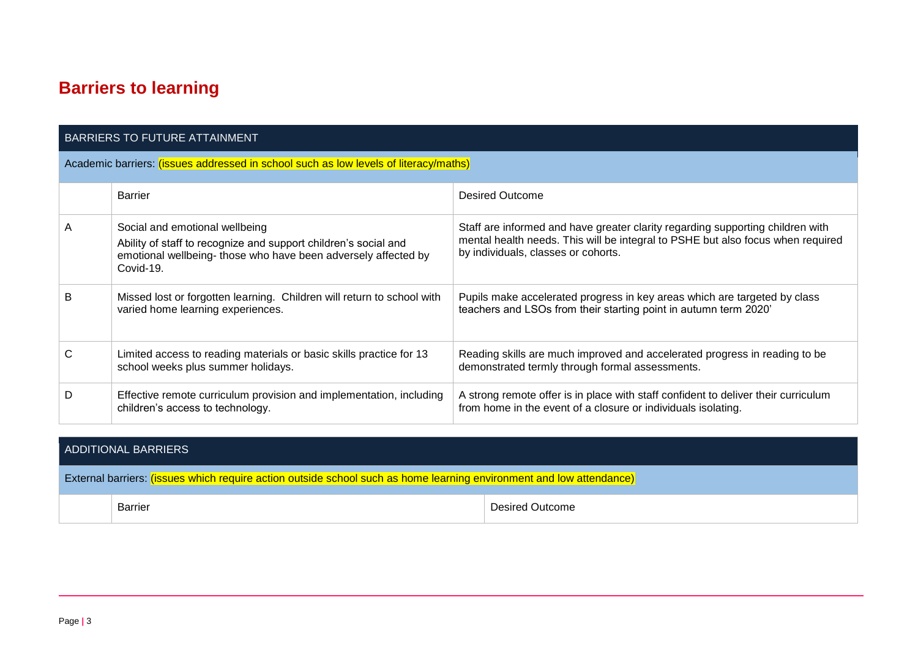# Barriers to learning

| BARRIERS TO FUTURE ATTAINMENT | | |
|---|---|---|
| Academic barriers: (issues addressed in school such as low levels of literacy/maths) | | |
| | Barrier | Desired Outcome |
| A | Social and emotional wellbeing<br>Ability of staff to recognize and support children's social and emotional wellbeing- those who have been adversely affected by Covid-19. | Staff are informed and have greater clarity regarding supporting children with mental health needs. This will be integral to PSHE but also focus when required by individuals, classes or cohorts. |
| B | Missed lost or forgotten learning. Children will return to school with varied home learning experiences. | Pupils make accelerated progress in key areas which are targeted by class teachers and LSOs from their starting point in autumn term 2020' |
| C | Limited access to reading materials or basic skills practice for 13 school weeks plus summer holidays. | Reading skills are much improved and accelerated progress in reading to be demonstrated termly through formal assessments. |
| D | Effective remote curriculum provision and implementation, including children's access to technology. | A strong remote offer is in place with staff confident to deliver their curriculum from home in the event of a closure or individuals isolating. |

| ADDITIONAL BARRIERS | | |
|---|---|---|
| External barriers: (issues which require action outside school such as home learning environment and low attendance) | | |
| | Barrier | Desired Outcome |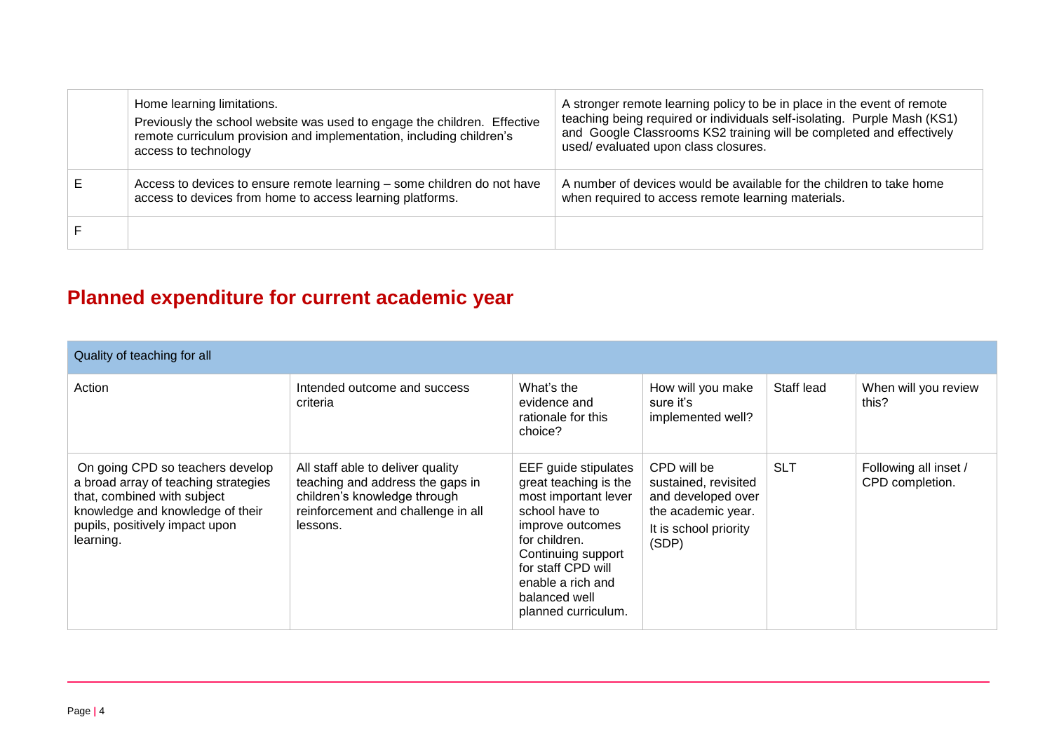|  |  |  |
|---|---|---|
|  | Home learning limitations.<br>Previously the school website was used to engage the children. Effective remote curriculum provision and implementation, including children's access to technology | A stronger remote learning policy to be in place in the event of remote teaching being required or individuals self-isolating. Purple Mash (KS1) and Google Classrooms KS2 training will be completed and effectively used/ evaluated upon class closures. |
| E | Access to devices to ensure remote learning – some children do not have access to devices from home to access learning platforms. | A number of devices would be available for the children to take home when required to access remote learning materials. |
| F |  |  |

## Planned expenditure for current academic year

| Quality of teaching for all | | | | | |
|---|---|---|---|---|---|
| Action | Intended outcome and success criteria | What's the evidence and rationale for this choice? | How will you make sure it's implemented well? | Staff lead | When will you review this? |
| On going CPD so teachers develop a broad array of teaching strategies that, combined with subject knowledge and knowledge of their pupils, positively impact upon learning. | All staff able to deliver quality teaching and address the gaps in children's knowledge through reinforcement and challenge in all lessons. | EEF guide stipulates great teaching is the most important lever school have to improve outcomes for children. Continuing support for staff CPD will enable a rich and balanced well planned curriculum. | CPD will be sustained, revisited and developed over the academic year.<br>It is school priority (SDP) | SLT | Following all inset / CPD completion. |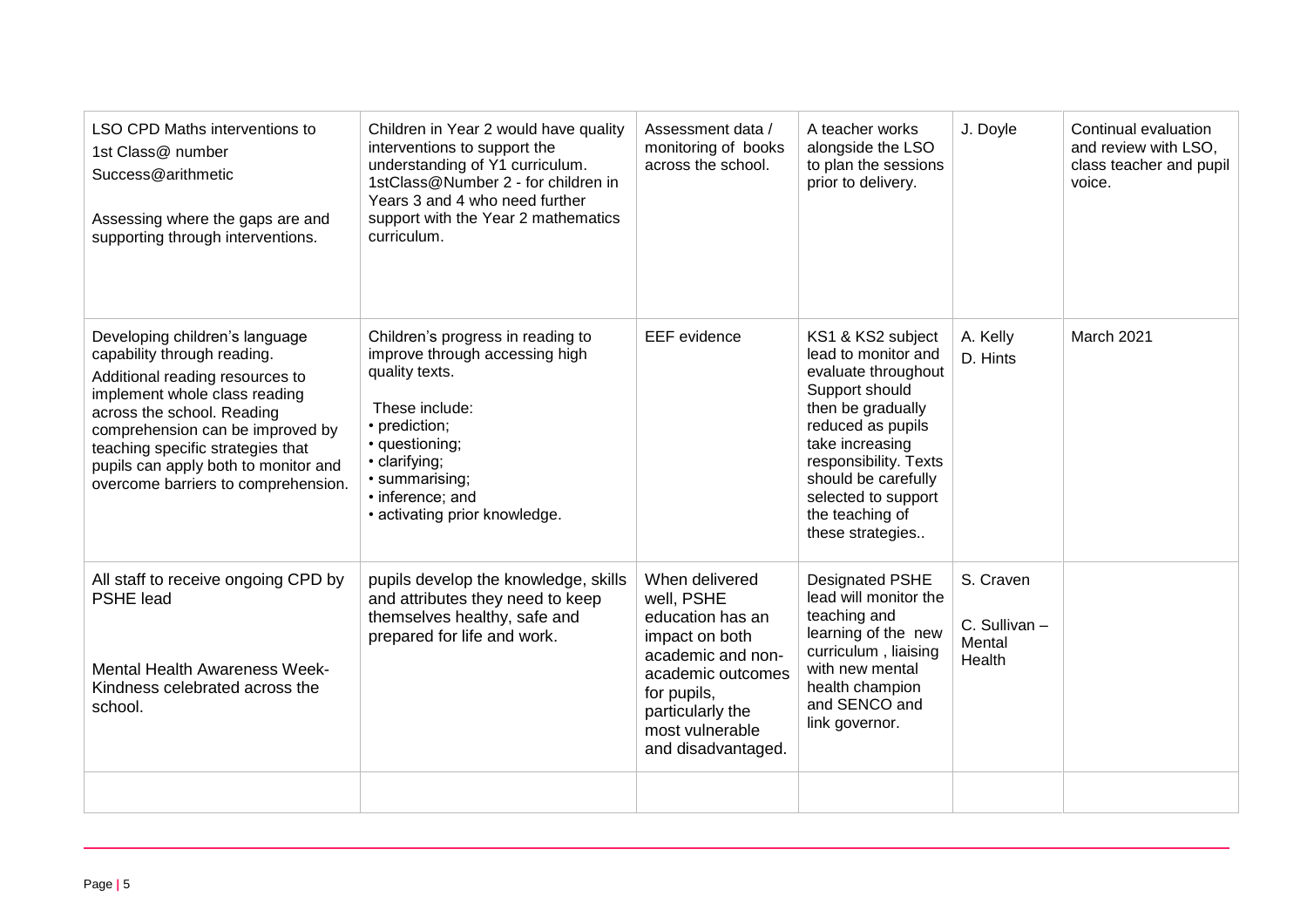| | | | | | |
|---|---|---|---|---|---|
| LSO CPD Maths interventions to 1st Class@ number Success@arithmetic<br><br>Assessing where the gaps are and supporting through interventions. | Children in Year 2 would have quality interventions to support the understanding of Y1 curriculum. 1stClass@Number 2 - for children in Years 3 and 4 who need further support with the Year 2 mathematics curriculum. | Assessment data / monitoring of books across the school. | A teacher works alongside the LSO to plan the sessions prior to delivery. | J. Doyle | Continual evaluation and review with LSO, class teacher and pupil voice. |
| Developing children's language capability through reading.<br>Additional reading resources to implement whole class reading across the school. Reading comprehension can be improved by teaching specific strategies that pupils can apply both to monitor and overcome barriers to comprehension. | Children's progress in reading to improve through accessing high quality texts.<br><br>These include:<br>• prediction;<br>• questioning;<br>• clarifying;<br>• summarising;<br>• inference; and<br>• activating prior knowledge. | EEF evidence | KS1 & KS2 subject lead to monitor and evaluate throughout Support should then be gradually reduced as pupils take increasing responsibility. Texts should be carefully selected to support the teaching of these strategies.. | A. Kelly<br>D. Hints | March 2021 |
| All staff to receive ongoing CPD by PSHE lead<br><br>Mental Health Awareness Week- Kindness celebrated across the school. | pupils develop the knowledge, skills and attributes they need to keep themselves healthy, safe and prepared for life and work. | When delivered well, PSHE education has an impact on both academic and non-academic outcomes for pupils, particularly the most vulnerable and disadvantaged. | Designated PSHE lead will monitor the teaching and learning of the new curriculum , liaising with new mental health champion and SENCO and link governor. | S. Craven<br><br>C. Sullivan – Mental Health | |
| | | | | | |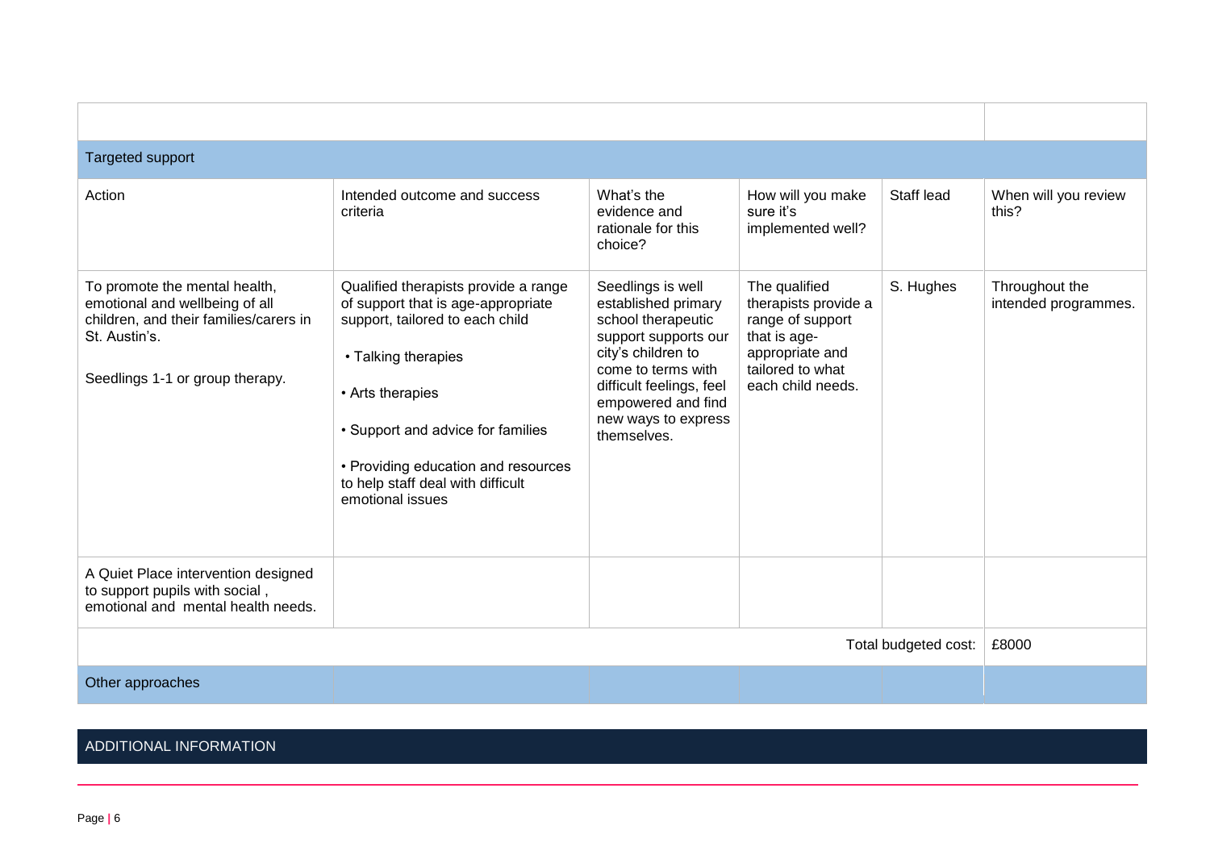| | | | | | |
|---|---|---|---|---|---|
| **Targeted support** | | | | | |
| Action | Intended outcome and success criteria | What's the evidence and rationale for this choice? | How will you make sure it's implemented well? | Staff lead | When will you review this? |
| To promote the mental health, emotional and wellbeing of all children, and their families/carers in St. Austin's.<br><br>Seedlings 1-1 or group therapy. | Qualified therapists provide a range of support that is age-appropriate support, tailored to each child<br><br>• Talking therapies<br><br>• Arts therapies<br><br>• Support and advice for families<br><br>• Providing education and resources to help staff deal with difficult emotional issues | Seedlings is well established primary school therapeutic support supports our city's children to come to terms with difficult feelings, feel empowered and find new ways to express themselves. | The qualified therapists provide a range of support that is age-appropriate and tailored to what each child needs. | S. Hughes | Throughout the intended programmes. |
| A Quiet Place intervention designed to support pupils with social , emotional and mental health needs. | | | | | |
| | | | | Total budgeted cost: | £8000 |
| **Other approaches** | | | | | |

## ADDITIONAL INFORMATION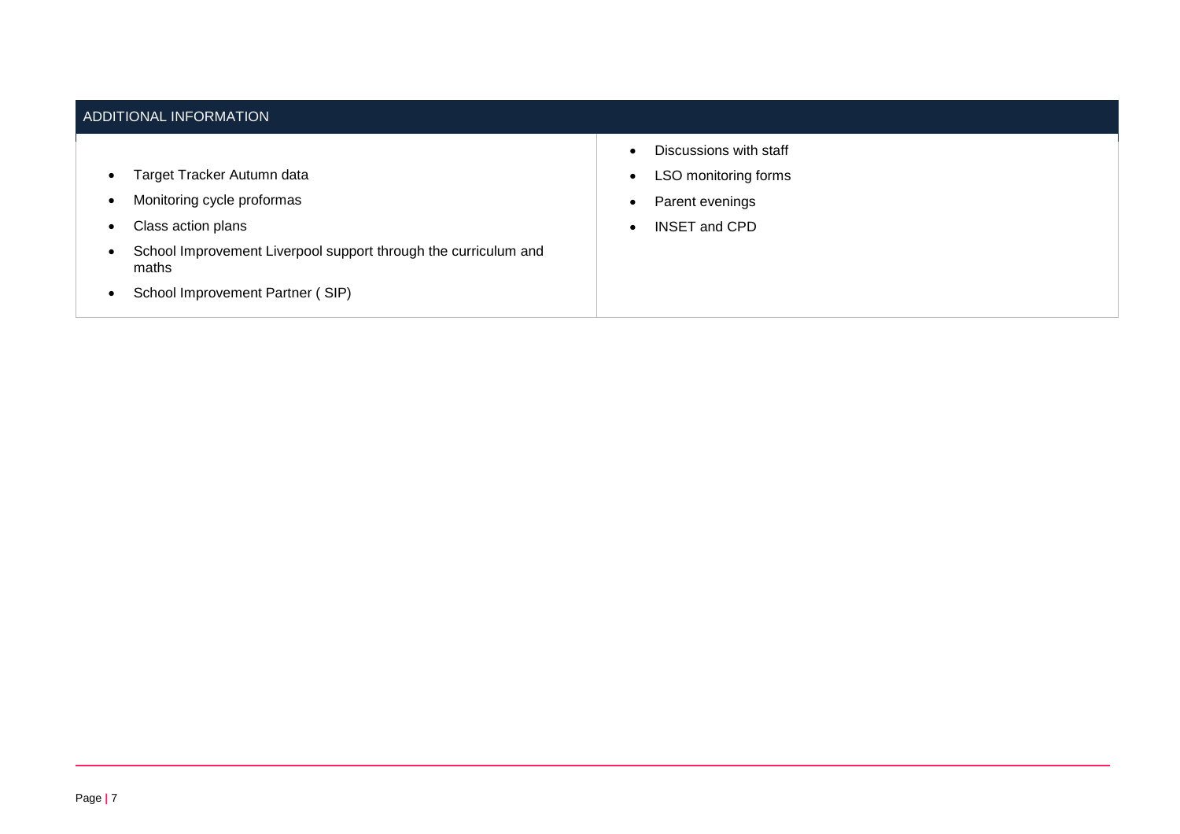## ADDITIONAL INFORMATION

- Target Tracker Autumn data
- Monitoring cycle proformas
- Class action plans
- School Improvement Liverpool support through the curriculum and maths
- School Improvement Partner ( SIP)
- Discussions with staff
- LSO monitoring forms
- Parent evenings
- INSET and CPD